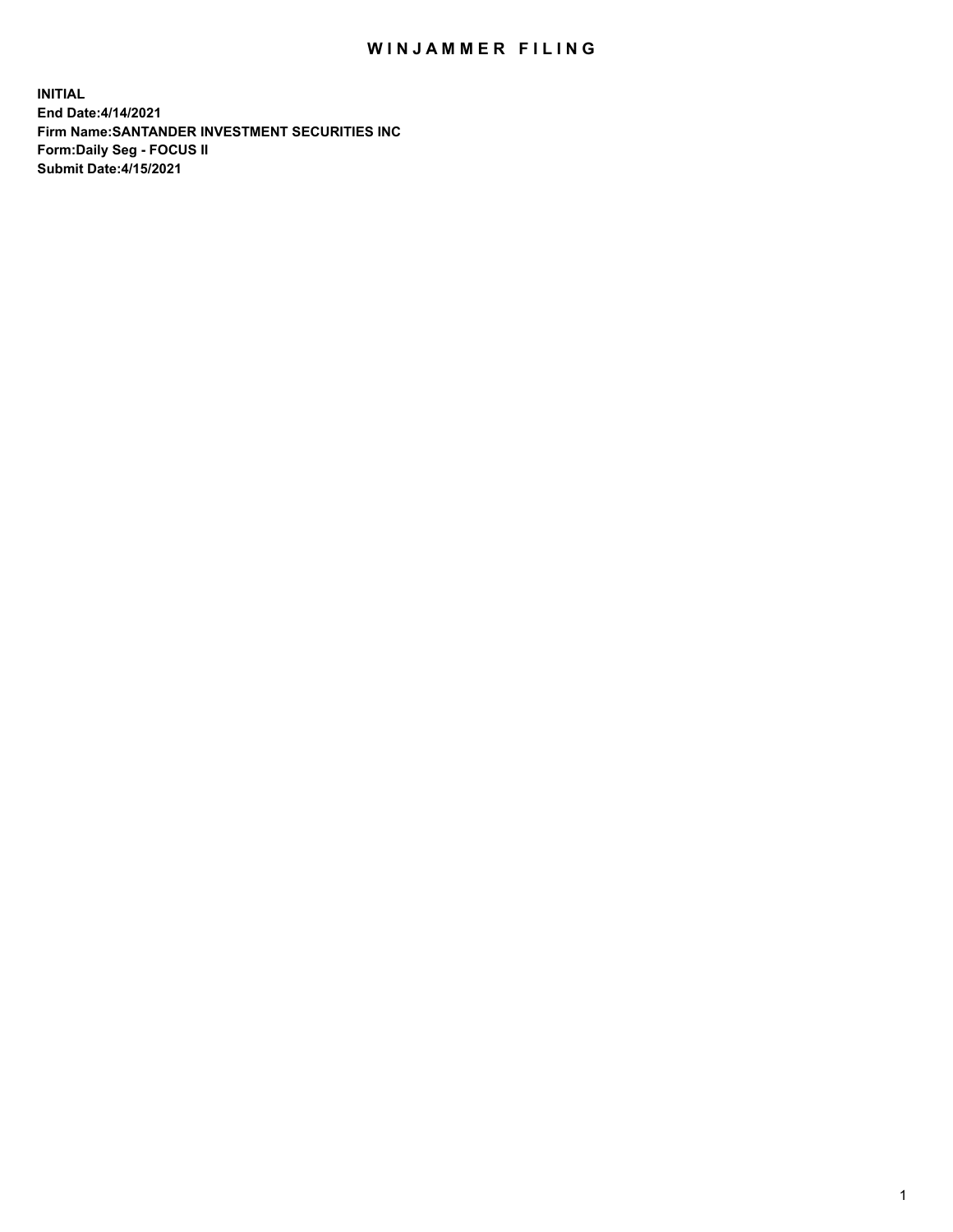# WINJAMMER FILING

**INITIAL**
**End Date:4/14/2021**
**Firm Name:SANTANDER INVESTMENT SECURITIES INC**
**Form:Daily Seg - FOCUS II**
**Submit Date:4/15/2021**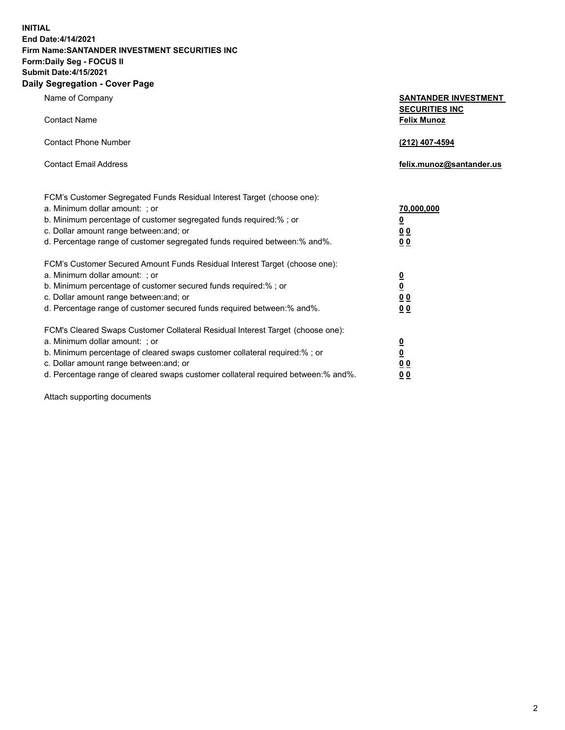**INITIAL**
**End Date:4/14/2021**
**Firm Name:SANTANDER INVESTMENT SECURITIES INC**
**Form:Daily Seg - FOCUS II**
**Submit Date:4/15/2021**

## Daily Segregation - Cover Page

| | |
|---|---|
| Name of Company | **SANTANDER INVESTMENT SECURITIES INC** |
| Contact Name | **Felix Munoz** |
| Contact Phone Number | **(212) 407-4594** |
| Contact Email Address | **felix.munoz@santander.us** |

| | |
|---|---|
| FCM's Customer Segregated Funds Residual Interest Target (choose one): | |
| a. Minimum dollar amount: ; or | **70,000,000** |
| b. Minimum percentage of customer segregated funds required:% ; or | **0** |
| c. Dollar amount range between:and; or | **0 0** |
| d. Percentage range of customer segregated funds required between:% and%. | **0 0** |
| FCM's Customer Secured Amount Funds Residual Interest Target (choose one): | |
| a. Minimum dollar amount: ; or | **0** |
| b. Minimum percentage of customer secured funds required:% ; or | **0** |
| c. Dollar amount range between:and; or | **0 0** |
| d. Percentage range of customer secured funds required between:% and%. | **0 0** |
| FCM's Cleared Swaps Customer Collateral Residual Interest Target (choose one): | |
| a. Minimum dollar amount: ; or | **0** |
| b. Minimum percentage of cleared swaps customer collateral required:% ; or | **0** |
| c. Dollar amount range between:and; or | **0 0** |
| d. Percentage range of cleared swaps customer collateral required between:% and%. | **0 0** |

Attach supporting documents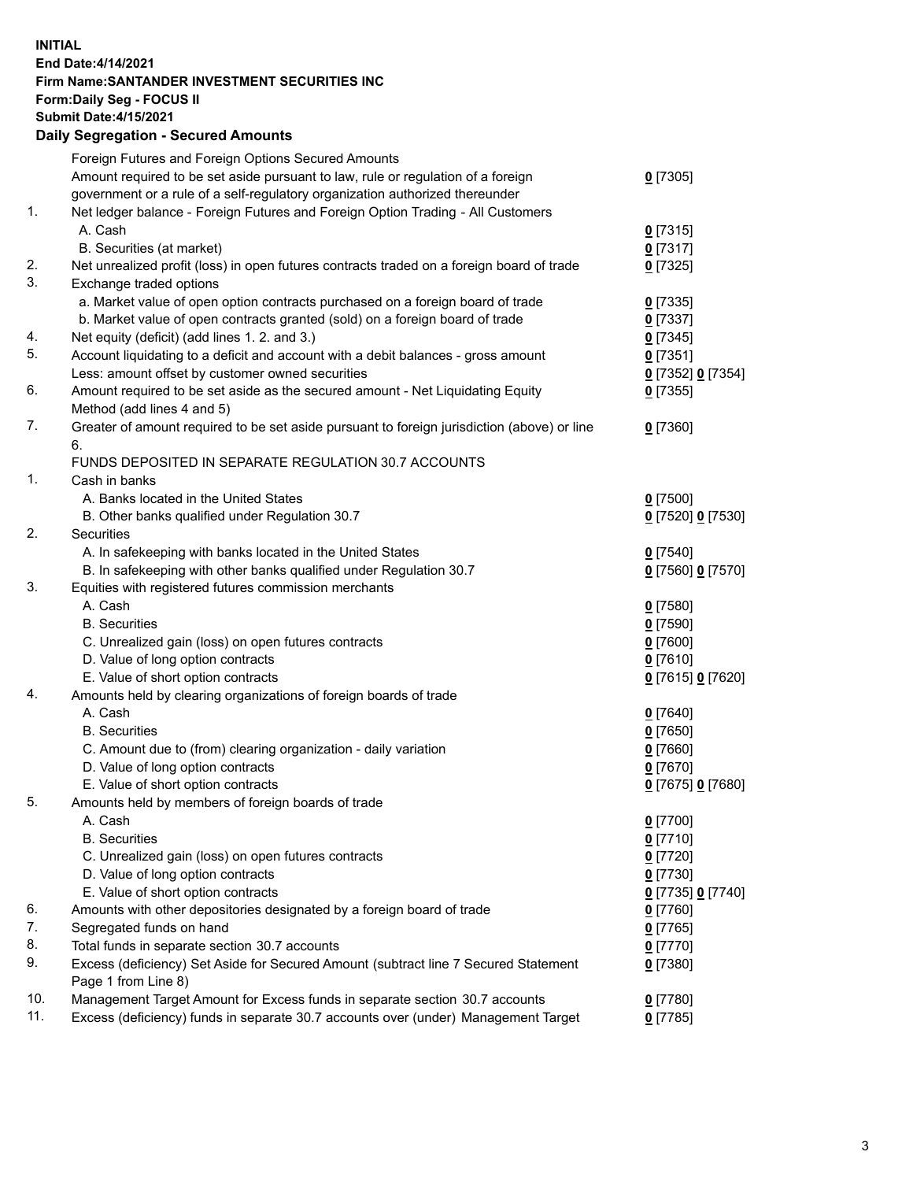**INITIAL**
**End Date:4/14/2021**
**Firm Name:SANTANDER INVESTMENT SECURITIES INC**
**Form:Daily Seg - FOCUS II**
**Submit Date:4/15/2021**

## Daily Segregation - Secured Amounts

| | | |
|---|---|---|
| | Foreign Futures and Foreign Options Secured Amounts | |
| | Amount required to be set aside pursuant to law, rule or regulation of a foreign government or a rule of a self-regulatory organization authorized thereunder | 0 [7305] |
| 1. | Net ledger balance - Foreign Futures and Foreign Option Trading - All Customers | |
| | A. Cash | 0 [7315] |
| | B. Securities (at market) | 0 [7317] |
| 2. | Net unrealized profit (loss) in open futures contracts traded on a foreign board of trade | 0 [7325] |
| 3. | Exchange traded options | |
| | a. Market value of open option contracts purchased on a foreign board of trade | 0 [7335] |
| | b. Market value of open contracts granted (sold) on a foreign board of trade | 0 [7337] |
| 4. | Net equity (deficit) (add lines 1. 2. and 3.) | 0 [7345] |
| 5. | Account liquidating to a deficit and account with a debit balances - gross amount | 0 [7351] |
| | Less: amount offset by customer owned securities | 0 [7352] 0 [7354] |
| 6. | Amount required to be set aside as the secured amount - Net Liquidating Equity Method (add lines 4 and 5) | 0 [7355] |
| 7. | Greater of amount required to be set aside pursuant to foreign jurisdiction (above) or line 6. | 0 [7360] |
| | FUNDS DEPOSITED IN SEPARATE REGULATION 30.7 ACCOUNTS | |
| 1. | Cash in banks | |
| | A. Banks located in the United States | 0 [7500] |
| | B. Other banks qualified under Regulation 30.7 | 0 [7520] 0 [7530] |
| 2. | Securities | |
| | A. In safekeeping with banks located in the United States | 0 [7540] |
| | B. In safekeeping with other banks qualified under Regulation 30.7 | 0 [7560] 0 [7570] |
| 3. | Equities with registered futures commission merchants | |
| | A. Cash | 0 [7580] |
| | B. Securities | 0 [7590] |
| | C. Unrealized gain (loss) on open futures contracts | 0 [7600] |
| | D. Value of long option contracts | 0 [7610] |
| | E. Value of short option contracts | 0 [7615] 0 [7620] |
| 4. | Amounts held by clearing organizations of foreign boards of trade | |
| | A. Cash | 0 [7640] |
| | B. Securities | 0 [7650] |
| | C. Amount due to (from) clearing organization - daily variation | 0 [7660] |
| | D. Value of long option contracts | 0 [7670] |
| | E. Value of short option contracts | 0 [7675] 0 [7680] |
| 5. | Amounts held by members of foreign boards of trade | |
| | A. Cash | 0 [7700] |
| | B. Securities | 0 [7710] |
| | C. Unrealized gain (loss) on open futures contracts | 0 [7720] |
| | D. Value of long option contracts | 0 [7730] |
| | E. Value of short option contracts | 0 [7735] 0 [7740] |
| 6. | Amounts with other depositories designated by a foreign board of trade | 0 [7760] |
| 7. | Segregated funds on hand | 0 [7765] |
| 8. | Total funds in separate section 30.7 accounts | 0 [7770] |
| 9. | Excess (deficiency) Set Aside for Secured Amount (subtract line 7 Secured Statement Page 1 from Line 8) | 0 [7380] |
| 10. | Management Target Amount for Excess funds in separate section 30.7 accounts | 0 [7780] |
| 11. | Excess (deficiency) funds in separate 30.7 accounts over (under) Management Target | 0 [7785] |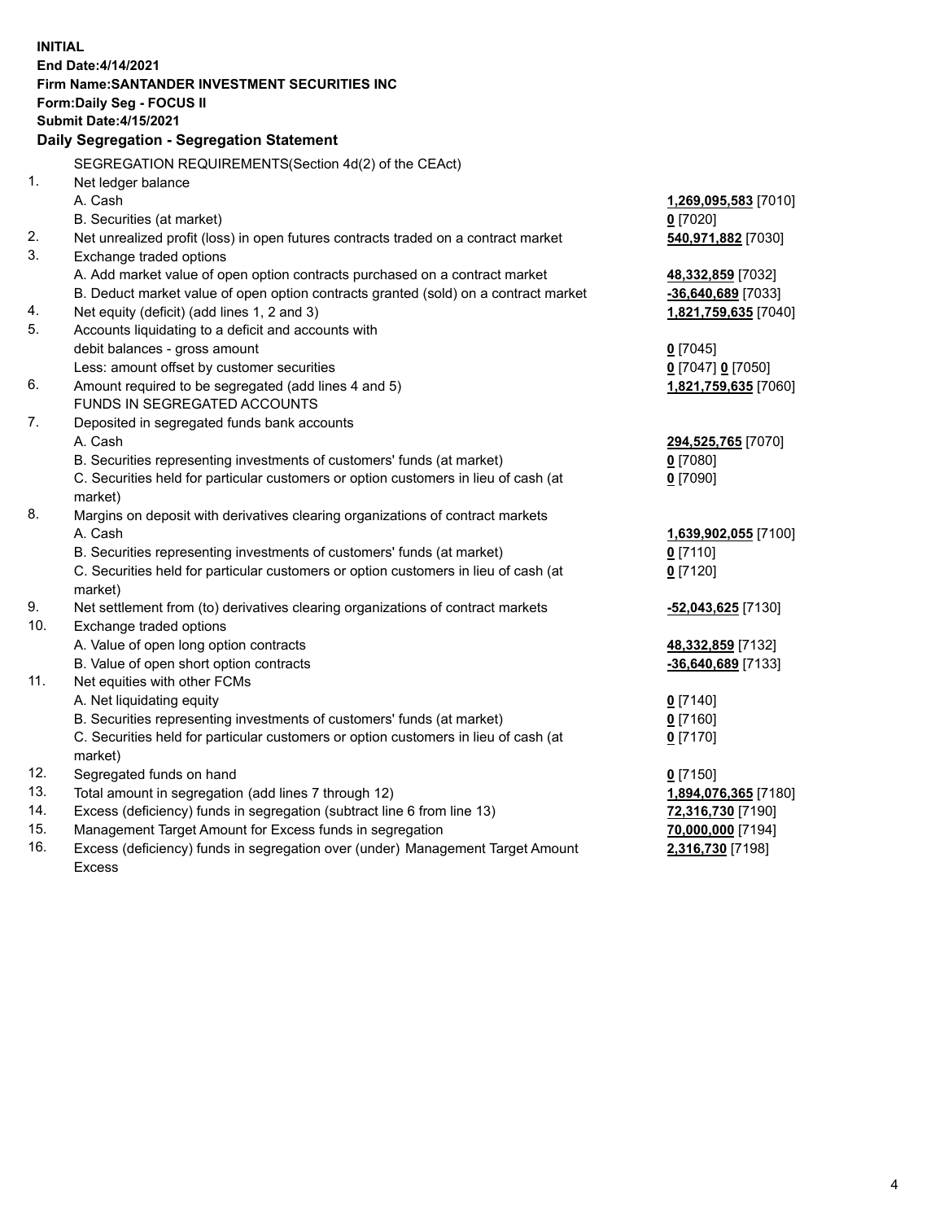**INITIAL**
**End Date:4/14/2021**
**Firm Name:SANTANDER INVESTMENT SECURITIES INC**
**Form:Daily Seg - FOCUS II**
**Submit Date:4/15/2021**

## Daily Segregation - Segregation Statement

| | | |
|---|---|---|
| | SEGREGATION REQUIREMENTS(Section 4d(2) of the CEAct) | |
| 1. | Net ledger balance | |
| | A. Cash | **1,269,095,583** [7010] |
| | B. Securities (at market) | **0** [7020] |
| 2. | Net unrealized profit (loss) in open futures contracts traded on a contract market | **540,971,882** [7030] |
| 3. | Exchange traded options | |
| | A. Add market value of open option contracts purchased on a contract market | **48,332,859** [7032] |
| | B. Deduct market value of open option contracts granted (sold) on a contract market | **-36,640,689** [7033] |
| 4. | Net equity (deficit) (add lines 1, 2 and 3) | **1,821,759,635** [7040] |
| 5. | Accounts liquidating to a deficit and accounts with debit balances - gross amount | **0** [7045] |
| | Less: amount offset by customer securities | **0** [7047] **0** [7050] |
| 6. | Amount required to be segregated (add lines 4 and 5) | **1,821,759,635** [7060] |
| | FUNDS IN SEGREGATED ACCOUNTS | |
| 7. | Deposited in segregated funds bank accounts | |
| | A. Cash | **294,525,765** [7070] |
| | B. Securities representing investments of customers' funds (at market) | **0** [7080] |
| | C. Securities held for particular customers or option customers in lieu of cash (at market) | **0** [7090] |
| 8. | Margins on deposit with derivatives clearing organizations of contract markets | |
| | A. Cash | **1,639,902,055** [7100] |
| | B. Securities representing investments of customers' funds (at market) | **0** [7110] |
| | C. Securities held for particular customers or option customers in lieu of cash (at market) | **0** [7120] |
| 9. | Net settlement from (to) derivatives clearing organizations of contract markets | **-52,043,625** [7130] |
| 10. | Exchange traded options | |
| | A. Value of open long option contracts | **48,332,859** [7132] |
| | B. Value of open short option contracts | **-36,640,689** [7133] |
| 11. | Net equities with other FCMs | |
| | A. Net liquidating equity | **0** [7140] |
| | B. Securities representing investments of customers' funds (at market) | **0** [7160] |
| | C. Securities held for particular customers or option customers in lieu of cash (at market) | **0** [7170] |
| 12. | Segregated funds on hand | **0** [7150] |
| 13. | Total amount in segregation (add lines 7 through 12) | **1,894,076,365** [7180] |
| 14. | Excess (deficiency) funds in segregation (subtract line 6 from line 13) | **72,316,730** [7190] |
| 15. | Management Target Amount for Excess funds in segregation | **70,000,000** [7194] |
| 16. | Excess (deficiency) funds in segregation over (under) Management Target Amount Excess | **2,316,730** [7198] |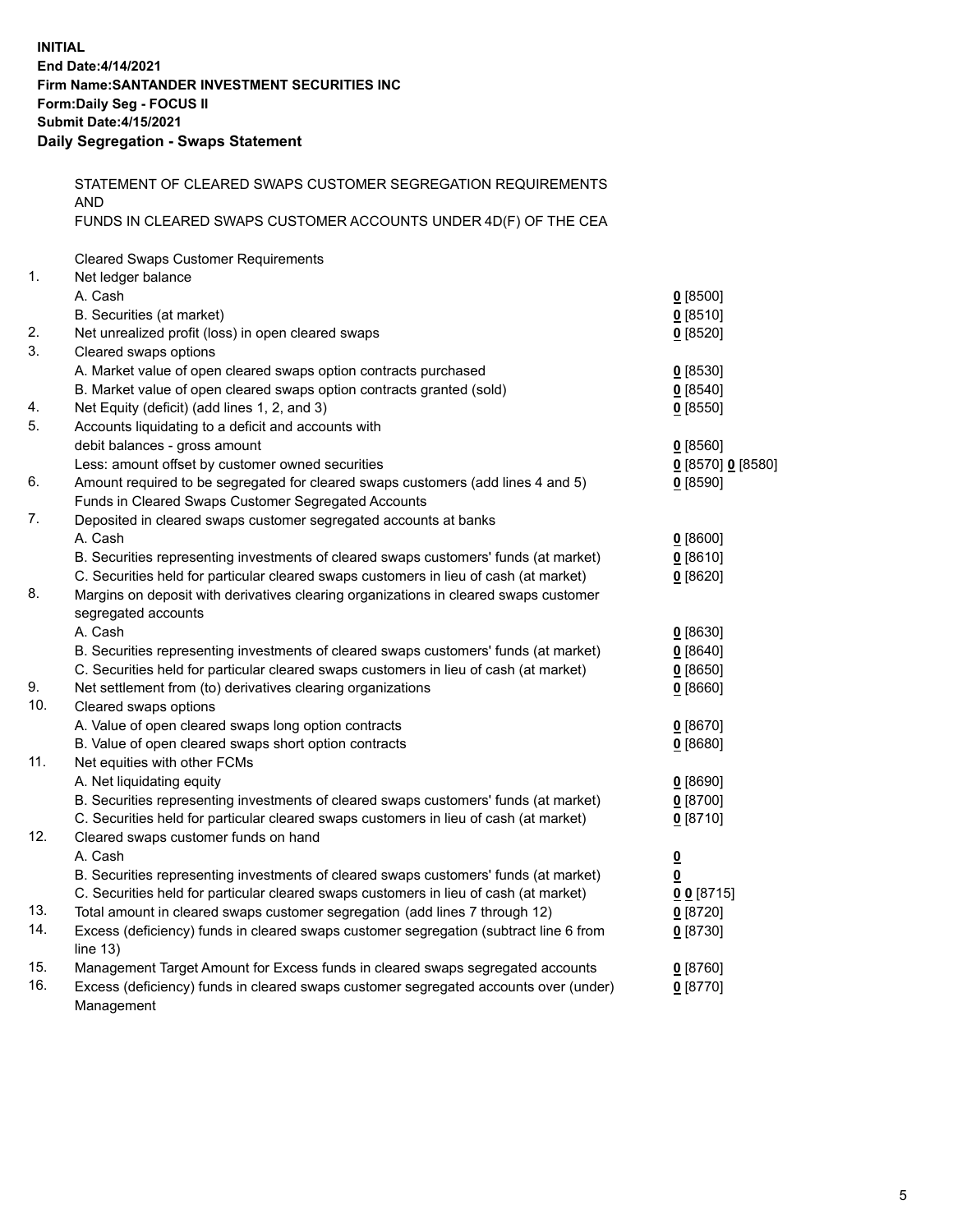**INITIAL**
**End Date:4/14/2021**
**Firm Name:SANTANDER INVESTMENT SECURITIES INC**
**Form:Daily Seg - FOCUS II**
**Submit Date:4/15/2021**
**Daily Segregation - Swaps Statement**

STATEMENT OF CLEARED SWAPS CUSTOMER SEGREGATION REQUIREMENTS AND
FUNDS IN CLEARED SWAPS CUSTOMER ACCOUNTS UNDER 4D(F) OF THE CEA

| | | |
|---|---|---|
| | Cleared Swaps Customer Requirements | |
| 1. | Net ledger balance | |
| | A. Cash | 0 [8500] |
| | B. Securities (at market) | 0 [8510] |
| 2. | Net unrealized profit (loss) in open cleared swaps | 0 [8520] |
| 3. | Cleared swaps options | |
| | A. Market value of open cleared swaps option contracts purchased | 0 [8530] |
| | B. Market value of open cleared swaps option contracts granted (sold) | 0 [8540] |
| 4. | Net Equity (deficit) (add lines 1, 2, and 3) | 0 [8550] |
| 5. | Accounts liquidating to a deficit and accounts with | |
| | debit balances - gross amount | 0 [8560] |
| | Less: amount offset by customer owned securities | 0 [8570] 0 [8580] |
| 6. | Amount required to be segregated for cleared swaps customers (add lines 4 and 5) | 0 [8590] |
| | Funds in Cleared Swaps Customer Segregated Accounts | |
| 7. | Deposited in cleared swaps customer segregated accounts at banks | |
| | A. Cash | 0 [8600] |
| | B. Securities representing investments of cleared swaps customers' funds (at market) | 0 [8610] |
| | C. Securities held for particular cleared swaps customers in lieu of cash (at market) | 0 [8620] |
| 8. | Margins on deposit with derivatives clearing organizations in cleared swaps customer segregated accounts | |
| | A. Cash | 0 [8630] |
| | B. Securities representing investments of cleared swaps customers' funds (at market) | 0 [8640] |
| | C. Securities held for particular cleared swaps customers in lieu of cash (at market) | 0 [8650] |
| 9. | Net settlement from (to) derivatives clearing organizations | 0 [8660] |
| 10. | Cleared swaps options | |
| | A. Value of open cleared swaps long option contracts | 0 [8670] |
| | B. Value of open cleared swaps short option contracts | 0 [8680] |
| 11. | Net equities with other FCMs | |
| | A. Net liquidating equity | 0 [8690] |
| | B. Securities representing investments of cleared swaps customers' funds (at market) | 0 [8700] |
| | C. Securities held for particular cleared swaps customers in lieu of cash (at market) | 0 [8710] |
| 12. | Cleared swaps customer funds on hand | |
| | A. Cash | 0 |
| | B. Securities representing investments of cleared swaps customers' funds (at market) | 0 |
| | C. Securities held for particular cleared swaps customers in lieu of cash (at market) | 0 0 [8715] |
| 13. | Total amount in cleared swaps customer segregation (add lines 7 through 12) | 0 [8720] |
| 14. | Excess (deficiency) funds in cleared swaps customer segregation (subtract line 6 from line 13) | 0 [8730] |
| 15. | Management Target Amount for Excess funds in cleared swaps segregated accounts | 0 [8760] |
| 16. | Excess (deficiency) funds in cleared swaps customer segregated accounts over (under) Management | 0 [8770] |